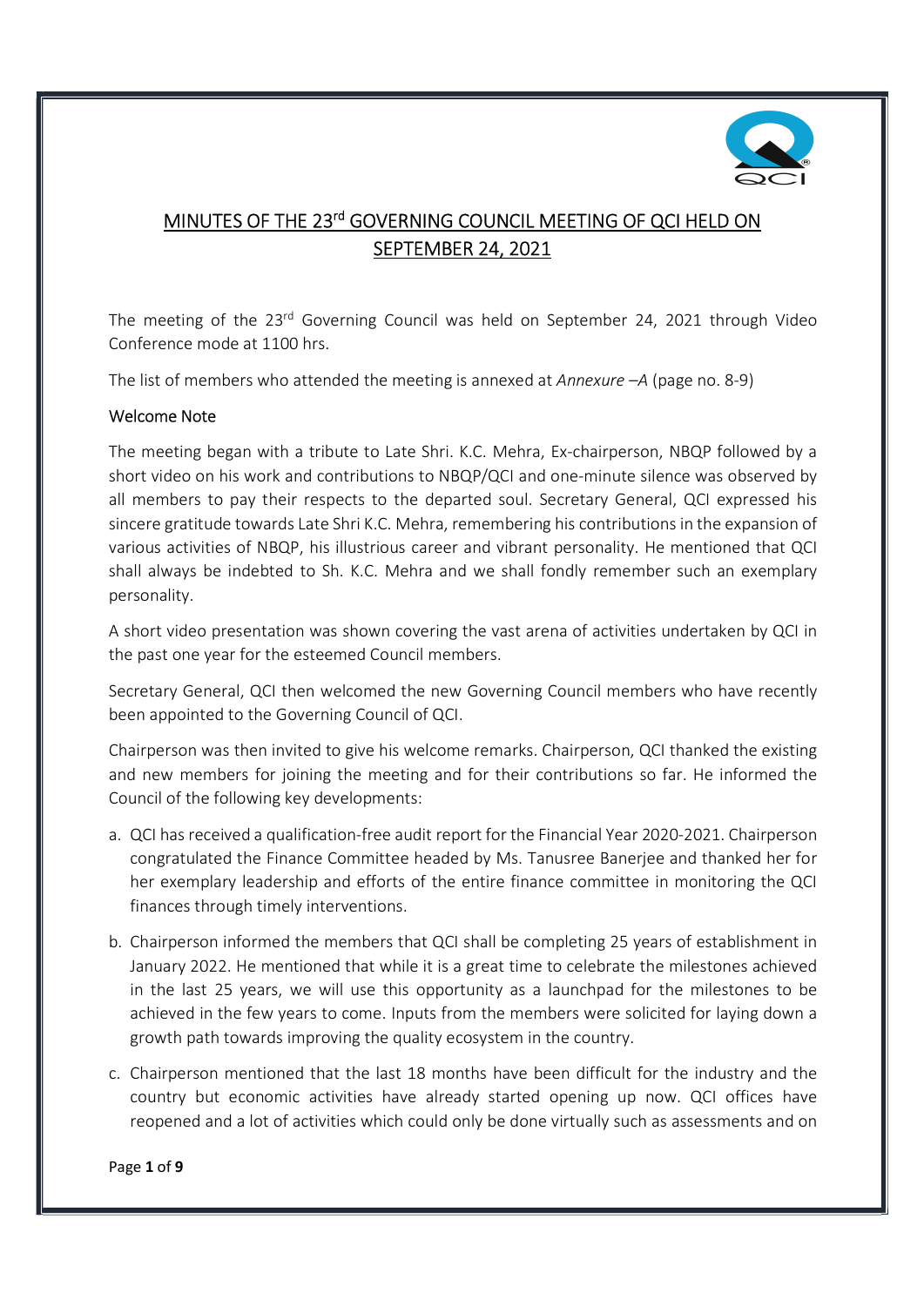# MINUTES OF THE 23rd GOVERNING COUNCIL MEETING OF QCI HELD ON SEPTEMBER 24, 2021

The meeting of the 23rd Governing Council was held on September 24, 2021 through Video Conference mode at 1100 hrs.

The list of members who attended the meeting is annexed at *Annexure –A* (page no. 8-9)

## Welcome Note

The meeting began with a tribute to Late Shri. K.C. Mehra, Ex-chairperson, NBQP followed by a short video on his work and contributions to NBQP/QCI and one-minute silence was observed by all members to pay their respects to the departed soul. Secretary General, QCI expressed his sincere gratitude towards Late Shri K.C. Mehra, remembering his contributions in the expansion of various activities of NBQP, his illustrious career and vibrant personality. He mentioned that QCI shall always be indebted to Sh. K.C. Mehra and we shall fondly remember such an exemplary personality.

A short video presentation was shown covering the vast arena of activities undertaken by QCI in the past one year for the esteemed Council members.

Secretary General, QCI then welcomed the new Governing Council members who have recently been appointed to the Governing Council of QCI.

Chairperson was then invited to give his welcome remarks. Chairperson, QCI thanked the existing and new members for joining the meeting and for their contributions so far. He informed the Council of the following key developments:

a. QCI has received a qualification-free audit report for the Financial Year 2020-2021. Chairperson congratulated the Finance Committee headed by Ms. Tanusree Banerjee and thanked her for her exemplary leadership and efforts of the entire finance committee in monitoring the QCI finances through timely interventions.

b. Chairperson informed the members that QCI shall be completing 25 years of establishment in January 2022. He mentioned that while it is a great time to celebrate the milestones achieved in the last 25 years, we will use this opportunity as a launchpad for the milestones to be achieved in the few years to come. Inputs from the members were solicited for laying down a growth path towards improving the quality ecosystem in the country.

c. Chairperson mentioned that the last 18 months have been difficult for the industry and the country but economic activities have already started opening up now. QCI offices have reopened and a lot of activities which could only be done virtually such as assessments and on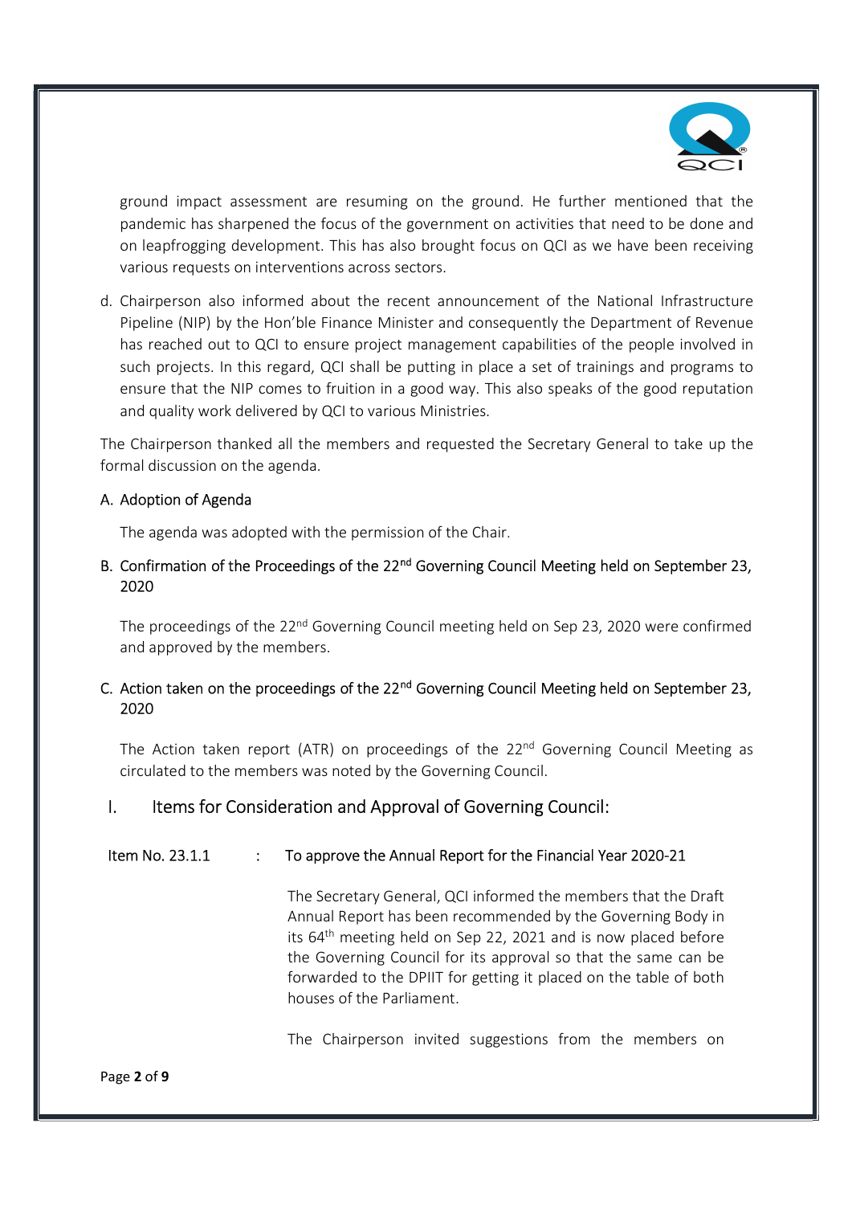ground impact assessment are resuming on the ground. He further mentioned that the pandemic has sharpened the focus of the government on activities that need to be done and on leapfrogging development. This has also brought focus on QCI as we have been receiving various requests on interventions across sectors.

d. Chairperson also informed about the recent announcement of the National Infrastructure Pipeline (NIP) by the Hon'ble Finance Minister and consequently the Department of Revenue has reached out to QCI to ensure project management capabilities of the people involved in such projects. In this regard, QCI shall be putting in place a set of trainings and programs to ensure that the NIP comes to fruition in a good way. This also speaks of the good reputation and quality work delivered by QCI to various Ministries.

The Chairperson thanked all the members and requested the Secretary General to take up the formal discussion on the agenda.

A. Adoption of Agenda

The agenda was adopted with the permission of the Chair.

B. Confirmation of the Proceedings of the 22nd Governing Council Meeting held on September 23, 2020

The proceedings of the 22nd Governing Council meeting held on Sep 23, 2020 were confirmed and approved by the members.

C. Action taken on the proceedings of the 22nd Governing Council Meeting held on September 23, 2020

The Action taken report (ATR) on proceedings of the 22nd Governing Council Meeting as circulated to the members was noted by the Governing Council.

## I. Items for Consideration and Approval of Governing Council:

**Item No. 23.1.1 : To approve the Annual Report for the Financial Year 2020-21**

The Secretary General, QCI informed the members that the Draft Annual Report has been recommended by the Governing Body in its 64th meeting held on Sep 22, 2021 and is now placed before the Governing Council for its approval so that the same can be forwarded to the DPIIT for getting it placed on the table of both houses of the Parliament.

The Chairperson invited suggestions from the members on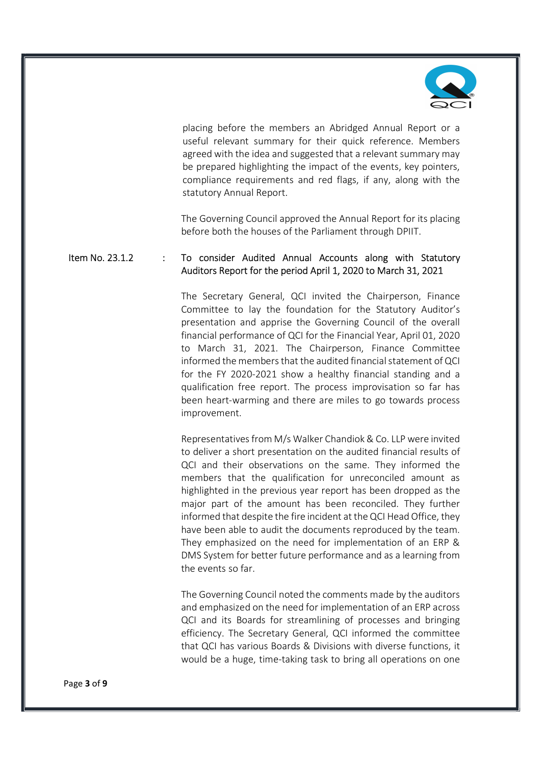placing before the members an Abridged Annual Report or a useful relevant summary for their quick reference. Members agreed with the idea and suggested that a relevant summary may be prepared highlighting the impact of the events, key pointers, compliance requirements and red flags, if any, along with the statutory Annual Report.

The Governing Council approved the Annual Report for its placing before both the houses of the Parliament through DPIIT.

Item No. 23.1.2 : To consider Audited Annual Accounts along with Statutory Auditors Report for the period April 1, 2020 to March 31, 2021

The Secretary General, QCI invited the Chairperson, Finance Committee to lay the foundation for the Statutory Auditor's presentation and apprise the Governing Council of the overall financial performance of QCI for the Financial Year, April 01, 2020 to March 31, 2021. The Chairperson, Finance Committee informed the members that the audited financial statement of QCI for the FY 2020-2021 show a healthy financial standing and a qualification free report. The process improvisation so far has been heart-warming and there are miles to go towards process improvement.

Representatives from M/s Walker Chandiok & Co. LLP were invited to deliver a short presentation on the audited financial results of QCI and their observations on the same. They informed the members that the qualification for unreconciled amount as highlighted in the previous year report has been dropped as the major part of the amount has been reconciled. They further informed that despite the fire incident at the QCI Head Office, they have been able to audit the documents reproduced by the team. They emphasized on the need for implementation of an ERP & DMS System for better future performance and as a learning from the events so far.

The Governing Council noted the comments made by the auditors and emphasized on the need for implementation of an ERP across QCI and its Boards for streamlining of processes and bringing efficiency. The Secretary General, QCI informed the committee that QCI has various Boards & Divisions with diverse functions, it would be a huge, time-taking task to bring all operations on one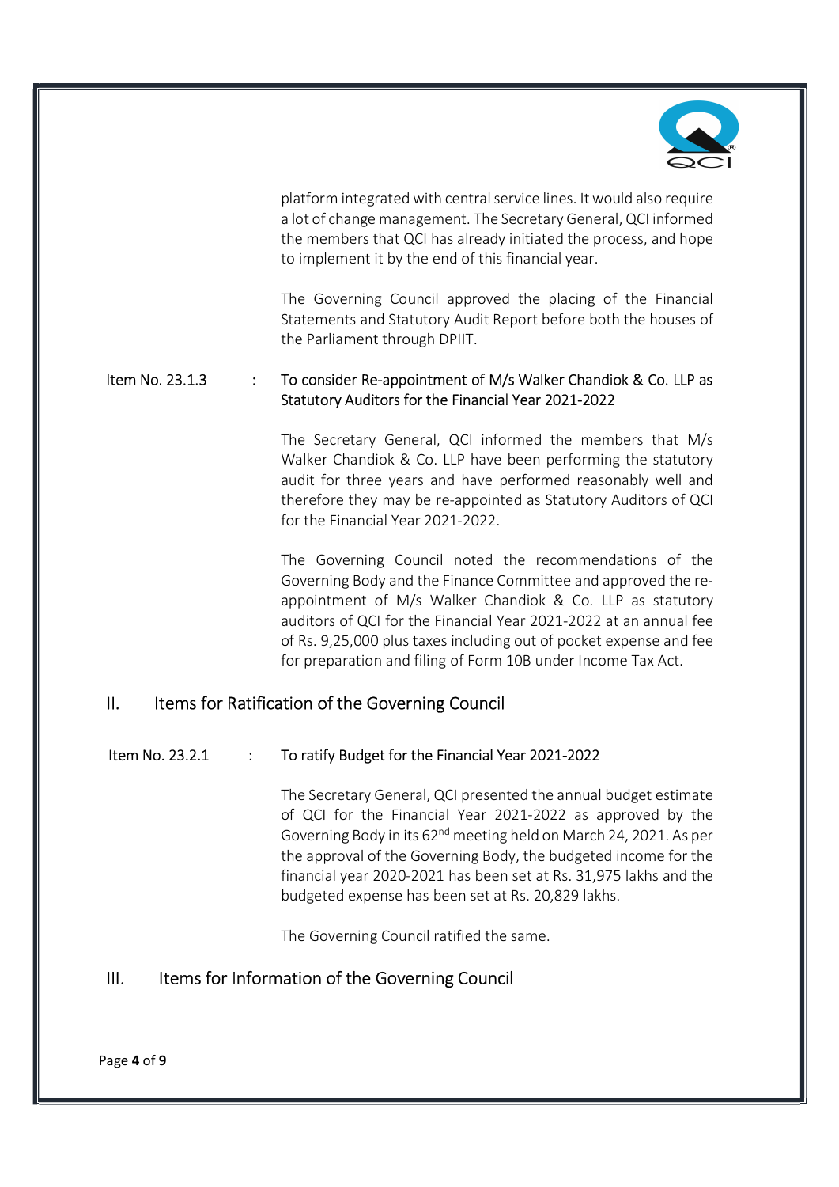platform integrated with central service lines. It would also require a lot of change management. The Secretary General, QCI informed the members that QCI has already initiated the process, and hope to implement it by the end of this financial year.

The Governing Council approved the placing of the Financial Statements and Statutory Audit Report before both the houses of the Parliament through DPIIT.

**Item No. 23.1.3 : To consider Re-appointment of M/s Walker Chandiok & Co. LLP as Statutory Auditors for the Financial Year 2021-2022**

The Secretary General, QCI informed the members that M/s Walker Chandiok & Co. LLP have been performing the statutory audit for three years and have performed reasonably well and therefore they may be re-appointed as Statutory Auditors of QCI for the Financial Year 2021-2022.

The Governing Council noted the recommendations of the Governing Body and the Finance Committee and approved the re-appointment of M/s Walker Chandiok & Co. LLP as statutory auditors of QCI for the Financial Year 2021-2022 at an annual fee of Rs. 9,25,000 plus taxes including out of pocket expense and fee for preparation and filing of Form 10B under Income Tax Act.

## II. Items for Ratification of the Governing Council

**Item No. 23.2.1 : To ratify Budget for the Financial Year 2021-2022**

The Secretary General, QCI presented the annual budget estimate of QCI for the Financial Year 2021-2022 as approved by the Governing Body in its 62nd meeting held on March 24, 2021. As per the approval of the Governing Body, the budgeted income for the financial year 2020-2021 has been set at Rs. 31,975 lakhs and the budgeted expense has been set at Rs. 20,829 lakhs.

The Governing Council ratified the same.

## III. Items for Information of the Governing Council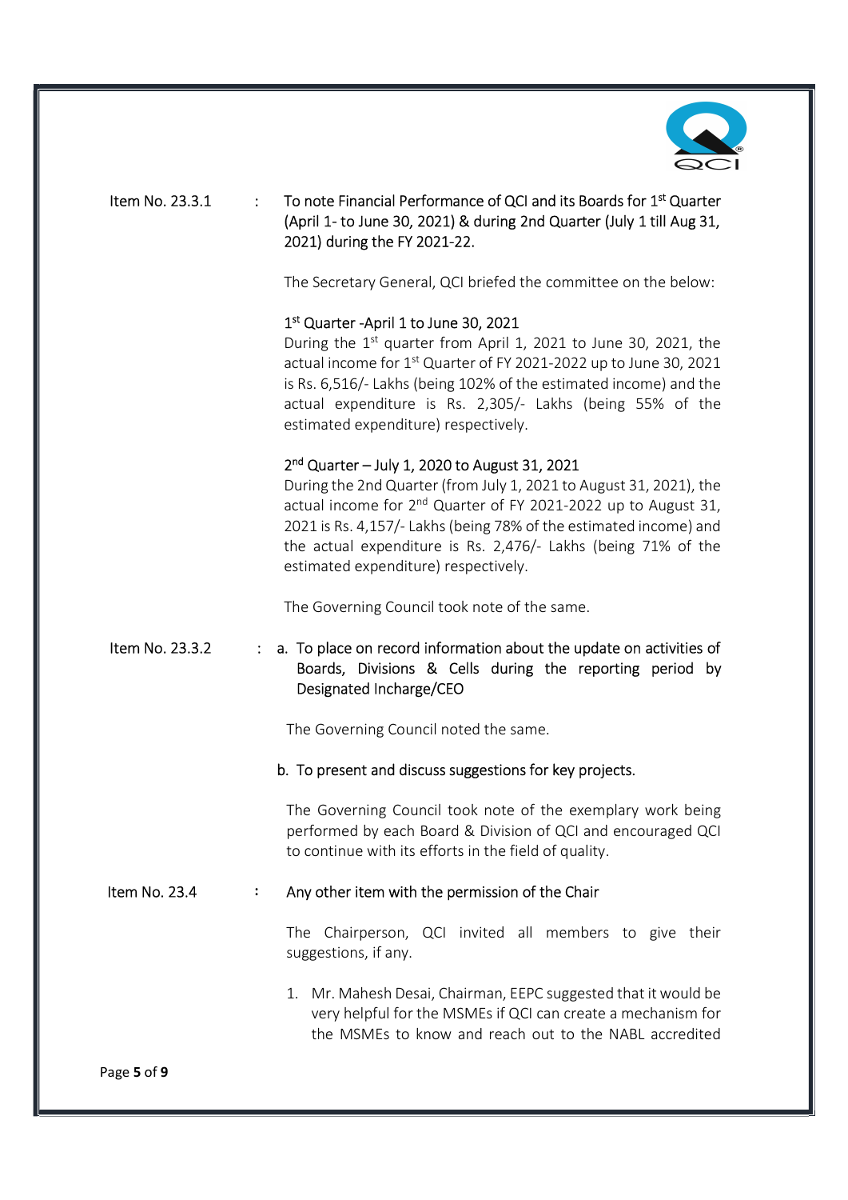**Item No. 23.3.1** : **To note Financial Performance of QCI and its Boards for 1st Quarter (April 1- to June 30, 2021) & during 2nd Quarter (July 1 till Aug 31, 2021) during the FY 2021-22.**

The Secretary General, QCI briefed the committee on the below:

1st Quarter -April 1 to June 30, 2021

During the 1st quarter from April 1, 2021 to June 30, 2021, the actual income for 1st Quarter of FY 2021-2022 up to June 30, 2021 is Rs. 6,516/- Lakhs (being 102% of the estimated income) and the actual expenditure is Rs. 2,305/- Lakhs (being 55% of the estimated expenditure) respectively.

2nd Quarter – July 1, 2020 to August 31, 2021

During the 2nd Quarter (from July 1, 2021 to August 31, 2021), the actual income for 2nd Quarter of FY 2021-2022 up to August 31, 2021 is Rs. 4,157/- Lakhs (being 78% of the estimated income) and the actual expenditure is Rs. 2,476/- Lakhs (being 71% of the estimated expenditure) respectively.

The Governing Council took note of the same.

**Item No. 23.3.2** : a. **To place on record information about the update on activities of Boards, Divisions & Cells during the reporting period by Designated Incharge/CEO**

The Governing Council noted the same.

b. **To present and discuss suggestions for key projects.**

The Governing Council took note of the exemplary work being performed by each Board & Division of QCI and encouraged QCI to continue with its efforts in the field of quality.

**Item No. 23.4** : **Any other item with the permission of the Chair**

The Chairperson, QCI invited all members to give their suggestions, if any.

1. Mr. Mahesh Desai, Chairman, EEPC suggested that it would be very helpful for the MSMEs if QCI can create a mechanism for the MSMEs to know and reach out to the NABL accredited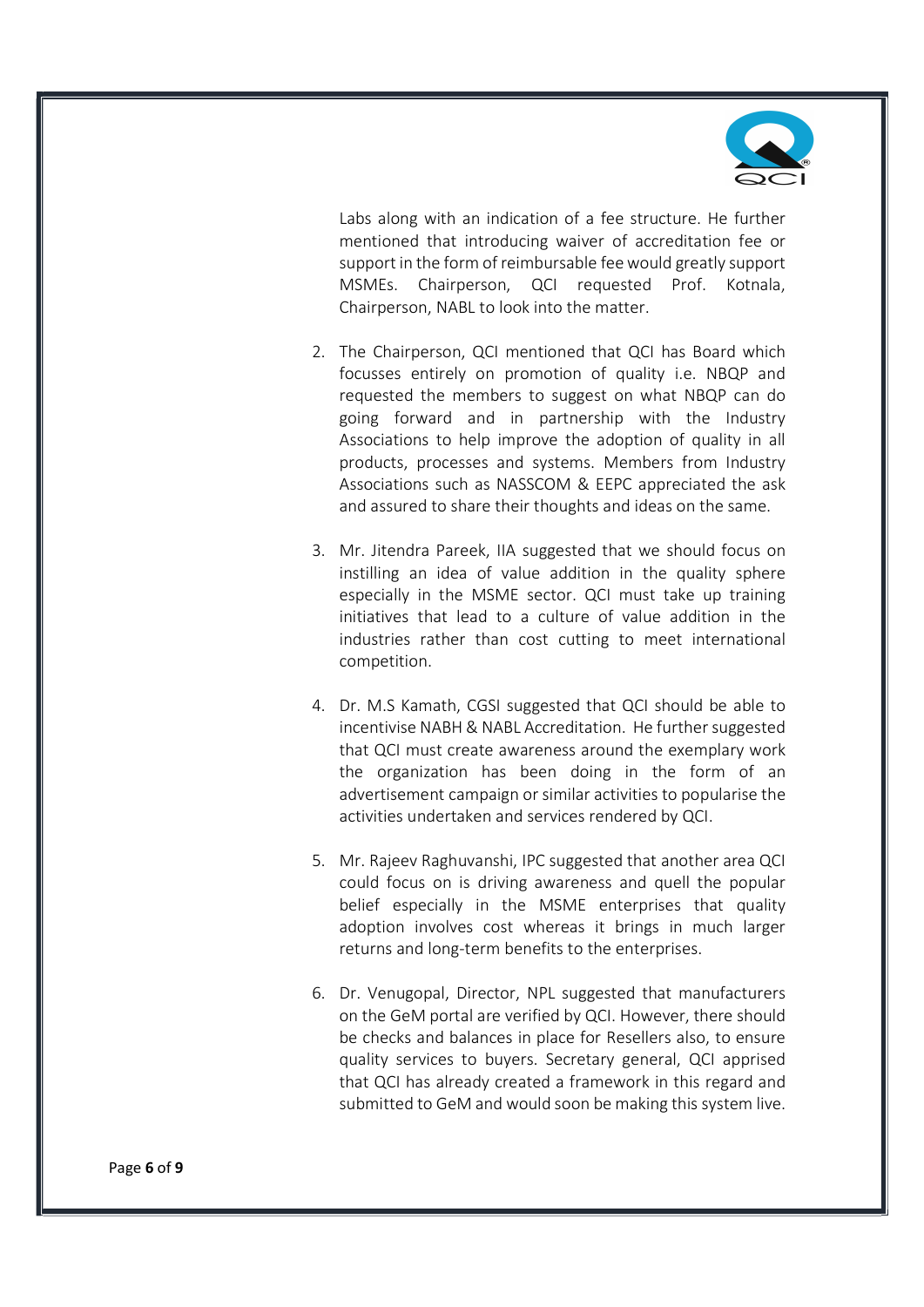Labs along with an indication of a fee structure. He further mentioned that introducing waiver of accreditation fee or support in the form of reimbursable fee would greatly support MSMEs. Chairperson, QCI requested Prof. Kotnala, Chairperson, NABL to look into the matter.

2. The Chairperson, QCI mentioned that QCI has Board which focusses entirely on promotion of quality i.e. NBQP and requested the members to suggest on what NBQP can do going forward and in partnership with the Industry Associations to help improve the adoption of quality in all products, processes and systems. Members from Industry Associations such as NASSCOM & EEPC appreciated the ask and assured to share their thoughts and ideas on the same.

3. Mr. Jitendra Pareek, IIA suggested that we should focus on instilling an idea of value addition in the quality sphere especially in the MSME sector. QCI must take up training initiatives that lead to a culture of value addition in the industries rather than cost cutting to meet international competition.

4. Dr. M.S Kamath, CGSI suggested that QCI should be able to incentivise NABH & NABL Accreditation. He further suggested that QCI must create awareness around the exemplary work the organization has been doing in the form of an advertisement campaign or similar activities to popularise the activities undertaken and services rendered by QCI.

5. Mr. Rajeev Raghuvanshi, IPC suggested that another area QCI could focus on is driving awareness and quell the popular belief especially in the MSME enterprises that quality adoption involves cost whereas it brings in much larger returns and long-term benefits to the enterprises.

6. Dr. Venugopal, Director, NPL suggested that manufacturers on the GeM portal are verified by QCI. However, there should be checks and balances in place for Resellers also, to ensure quality services to buyers. Secretary general, QCI apprised that QCI has already created a framework in this regard and submitted to GeM and would soon be making this system live.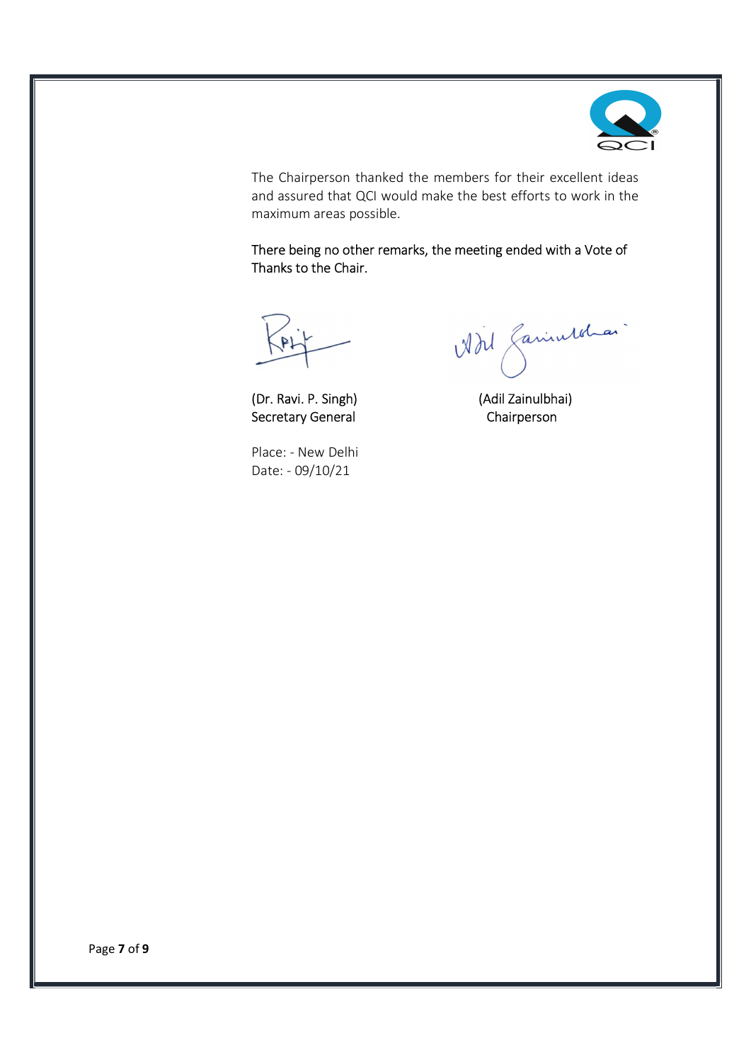The Chairperson thanked the members for their excellent ideas and assured that QCI would make the best efforts to work in the maximum areas possible.

There being no other remarks, the meeting ended with a Vote of Thanks to the Chair.

(Dr. Ravi. P. Singh)
Secretary General

(Adil Zainulbhai)
Chairperson

Place: - New Delhi
Date: - 09/10/21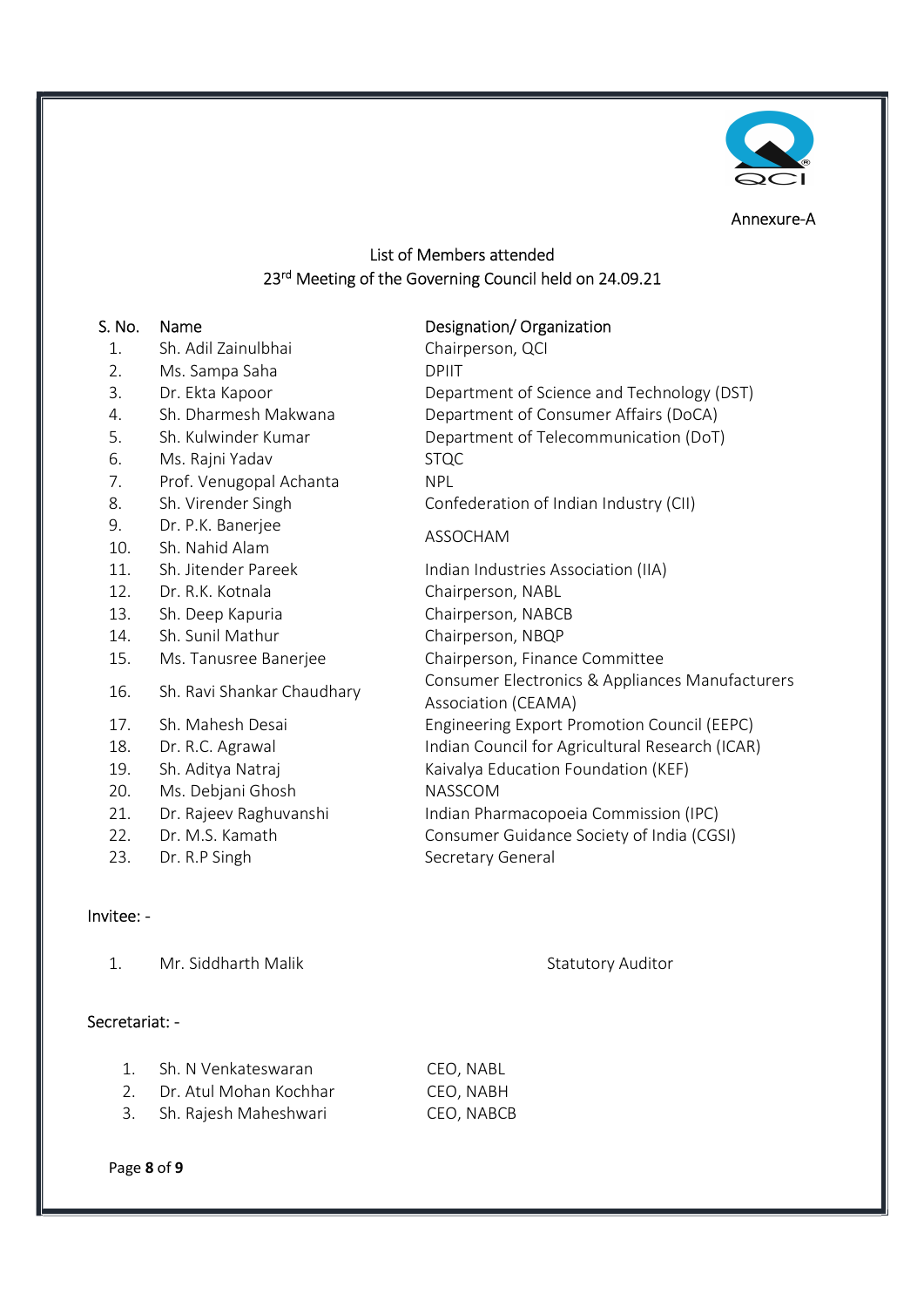Annexure-A

## List of Members attended
## 23rd Meeting of the Governing Council held on 24.09.21

| S. No. | Name | Designation/ Organization |
|---|---|---|
| 1. | Sh. Adil Zainulbhai | Chairperson, QCI |
| 2. | Ms. Sampa Saha | DPIIT |
| 3. | Dr. Ekta Kapoor | Department of Science and Technology (DST) |
| 4. | Sh. Dharmesh Makwana | Department of Consumer Affairs (DoCA) |
| 5. | Sh. Kulwinder Kumar | Department of Telecommunication (DoT) |
| 6. | Ms. Rajni Yadav | STQC |
| 7. | Prof. Venugopal Achanta | NPL |
| 8. | Sh. Virender Singh | Confederation of Indian Industry (CII) |
| 9. | Dr. P.K. Banerjee | ASSOCHAM |
| 10. | Sh. Nahid Alam | ASSOCHAM |
| 11. | Sh. Jitender Pareek | Indian Industries Association (IIA) |
| 12. | Dr. R.K. Kotnala | Chairperson, NABL |
| 13. | Sh. Deep Kapuria | Chairperson, NABCB |
| 14. | Sh. Sunil Mathur | Chairperson, NBQP |
| 15. | Ms. Tanusree Banerjee | Chairperson, Finance Committee |
| 16. | Sh. Ravi Shankar Chaudhary | Consumer Electronics & Appliances Manufacturers Association (CEAMA) |
| 17. | Sh. Mahesh Desai | Engineering Export Promotion Council (EEPC) |
| 18. | Dr. R.C. Agrawal | Indian Council for Agricultural Research (ICAR) |
| 19. | Sh. Aditya Natraj | Kaivalya Education Foundation (KEF) |
| 20. | Ms. Debjani Ghosh | NASSCOM |
| 21. | Dr. Rajeev Raghuvanshi | Indian Pharmacopoeia Commission (IPC) |
| 22. | Dr. M.S. Kamath | Consumer Guidance Society of India (CGSI) |
| 23. | Dr. R.P Singh | Secretary General |

Invitee: -

| | | |
|---|---|---|
| 1. | Mr. Siddharth Malik | Statutory Auditor |

Secretariat: -

| | | |
|---|---|---|
| 1. | Sh. N Venkateswaran | CEO, NABL |
| 2. | Dr. Atul Mohan Kochhar | CEO, NABH |
| 3. | Sh. Rajesh Maheshwari | CEO, NABCB |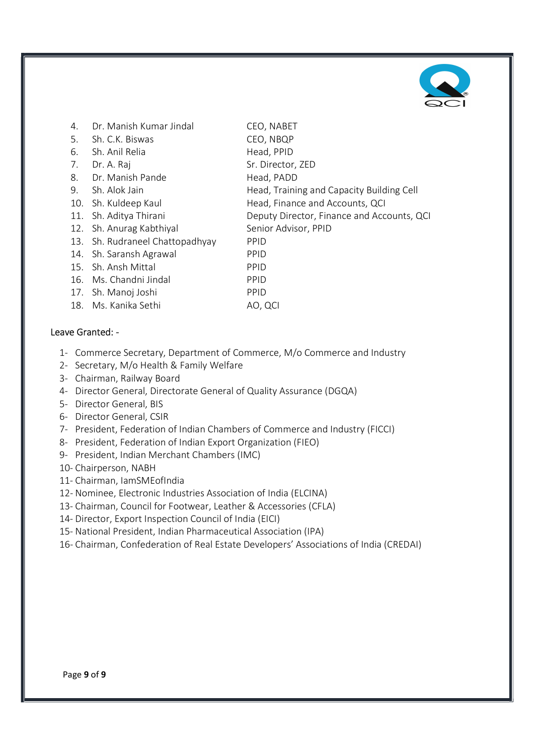| | | |
|---|---|---|
| 4. | Dr. Manish Kumar Jindal | CEO, NABET |
| 5. | Sh. C.K. Biswas | CEO, NBQP |
| 6. | Sh. Anil Relia | Head, PPID |
| 7. | Dr. A. Raj | Sr. Director, ZED |
| 8. | Dr. Manish Pande | Head, PADD |
| 9. | Sh. Alok Jain | Head, Training and Capacity Building Cell |
| 10. | Sh. Kuldeep Kaul | Head, Finance and Accounts, QCI |
| 11. | Sh. Aditya Thirani | Deputy Director, Finance and Accounts, QCI |
| 12. | Sh. Anurag Kabthiyal | Senior Advisor, PPID |
| 13. | Sh. Rudraneel Chattopadhyay | PPID |
| 14. | Sh. Saransh Agrawal | PPID |
| 15. | Sh. Ansh Mittal | PPID |
| 16. | Ms. Chandni Jindal | PPID |
| 17. | Sh. Manoj Joshi | PPID |
| 18. | Ms. Kanika Sethi | AO, QCI |

Leave Granted: -

1- Commerce Secretary, Department of Commerce, M/o Commerce and Industry
2- Secretary, M/o Health & Family Welfare
3- Chairman, Railway Board
4- Director General, Directorate General of Quality Assurance (DGQA)
5- Director General, BIS
6- Director General, CSIR
7- President, Federation of Indian Chambers of Commerce and Industry (FICCI)
8- President, Federation of Indian Export Organization (FIEO)
9- President, Indian Merchant Chambers (IMC)
10- Chairperson, NABH
11- Chairman, IamSMEofIndia
12- Nominee, Electronic Industries Association of India (ELCINA)
13- Chairman, Council for Footwear, Leather & Accessories (CFLA)
14- Director, Export Inspection Council of India (EICI)
15- National President, Indian Pharmaceutical Association (IPA)
16- Chairman, Confederation of Real Estate Developers' Associations of India (CREDAI)